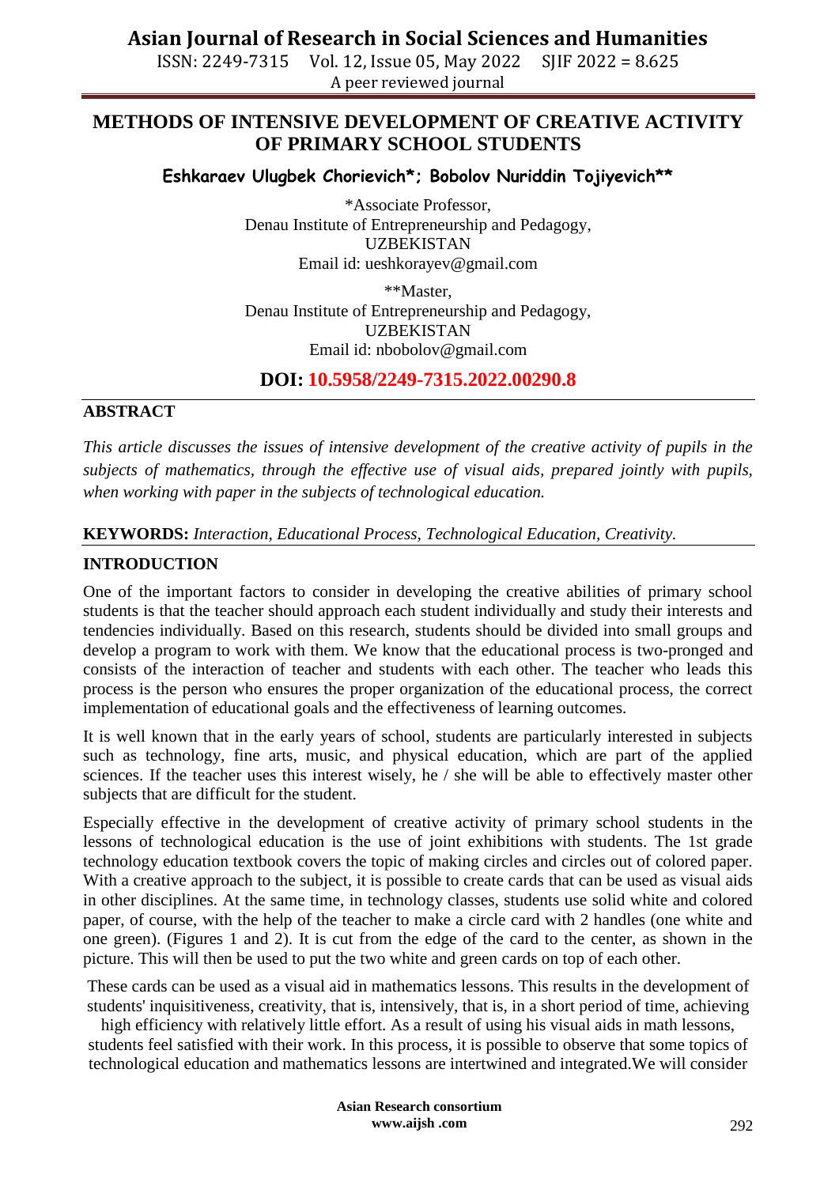# METHODS OF INTENSIVE DEVELOPMENT OF CREATIVE ACTIVITY OF PRIMARY SCHOOL STUDENTS

**Eshkaraev Ulugbek Chorievich*; Bobolov Nuriddin Tojiyevich****

*Associate Professor,
Denau Institute of Entrepreneurship and Pedagogy,
UZBEKISTAN
Email id: ueshkorayev@gmail.com

**Master,
Denau Institute of Entrepreneurship and Pedagogy,
UZBEKISTAN
Email id: nbobolov@gmail.com

**DOI: 10.5958/2249-7315.2022.00290.8**

## ABSTRACT

*This article discusses the issues of intensive development of the creative activity of pupils in the subjects of mathematics, through the effective use of visual aids, prepared jointly with pupils, when working with paper in the subjects of technological education.*

**KEYWORDS:** *Interaction, Educational Process, Technological Education, Creativity.*

## INTRODUCTION

One of the important factors to consider in developing the creative abilities of primary school students is that the teacher should approach each student individually and study their interests and tendencies individually. Based on this research, students should be divided into small groups and develop a program to work with them. We know that the educational process is two-pronged and consists of the interaction of teacher and students with each other. The teacher who leads this process is the person who ensures the proper organization of the educational process, the correct implementation of educational goals and the effectiveness of learning outcomes.

It is well known that in the early years of school, students are particularly interested in subjects such as technology, fine arts, music, and physical education, which are part of the applied sciences. If the teacher uses this interest wisely, he / she will be able to effectively master other subjects that are difficult for the student.

Especially effective in the development of creative activity of primary school students in the lessons of technological education is the use of joint exhibitions with students. The 1st grade technology education textbook covers the topic of making circles and circles out of colored paper. With a creative approach to the subject, it is possible to create cards that can be used as visual aids in other disciplines. At the same time, in technology classes, students use solid white and colored paper, of course, with the help of the teacher to make a circle card with 2 handles (one white and one green). (Figures 1 and 2). It is cut from the edge of the card to the center, as shown in the picture. This will then be used to put the two white and green cards on top of each other.

These cards can be used as a visual aid in mathematics lessons. This results in the development of students' inquisitiveness, creativity, that is, intensively, that is, in a short period of time, achieving high efficiency with relatively little effort. As a result of using his visual aids in math lessons, students feel satisfied with their work. In this process, it is possible to observe that some topics of technological education and mathematics lessons are intertwined and integrated.We will consider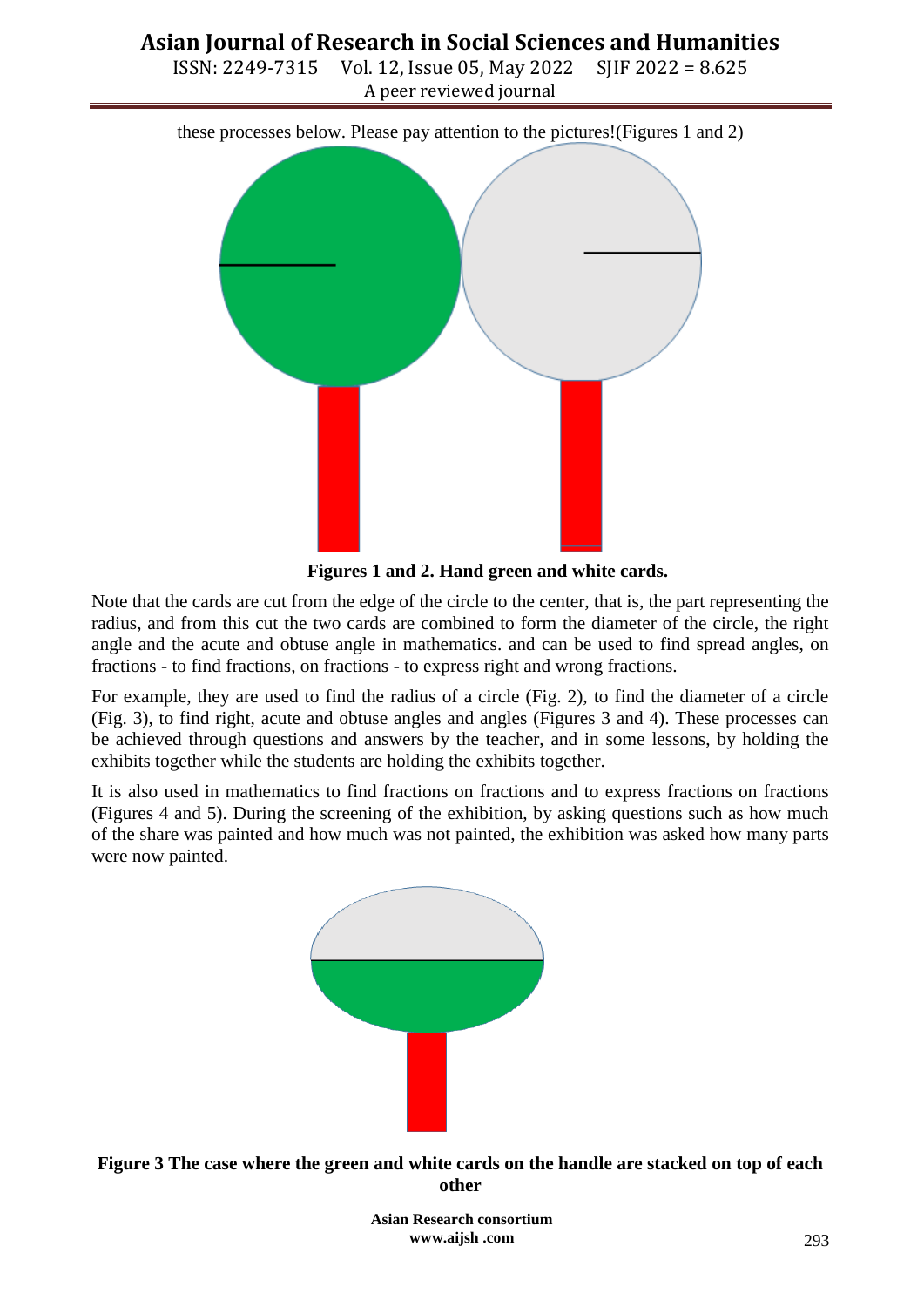these processes below. Please pay attention to the pictures!(Figures 1 and 2)

**Figures 1 and 2. Hand green and white cards.**

Note that the cards are cut from the edge of the circle to the center, that is, the part representing the radius, and from this cut the two cards are combined to form the diameter of the circle, the right angle and the acute and obtuse angle in mathematics. and can be used to find spread angles, on fractions - to find fractions, on fractions - to express right and wrong fractions.

For example, they are used to find the radius of a circle (Fig. 2), to find the diameter of a circle (Fig. 3), to find right, acute and obtuse angles and angles (Figures 3 and 4). These processes can be achieved through questions and answers by the teacher, and in some lessons, by holding the exhibits together while the students are holding the exhibits together.

It is also used in mathematics to find fractions on fractions and to express fractions on fractions (Figures 4 and 5). During the screening of the exhibition, by asking questions such as how much of the share was painted and how much was not painted, the exhibition was asked how many parts were now painted.

**Figure 3 The case where the green and white cards on the handle are stacked on top of each other**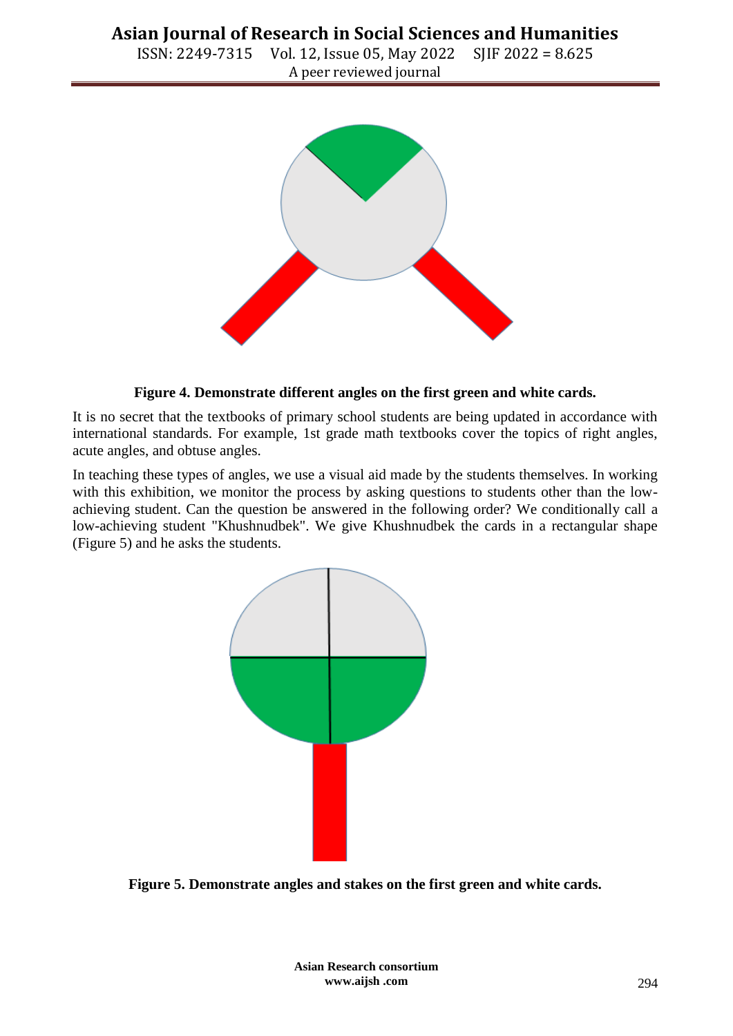**Figure 4. Demonstrate different angles on the first green and white cards.**

It is no secret that the textbooks of primary school students are being updated in accordance with international standards. For example, 1st grade math textbooks cover the topics of right angles, acute angles, and obtuse angles.

In teaching these types of angles, we use a visual aid made by the students themselves. In working with this exhibition, we monitor the process by asking questions to students other than the low-achieving student. Can the question be answered in the following order? We conditionally call a low-achieving student "Khushnudbek". We give Khushnudbek the cards in a rectangular shape (Figure 5) and he asks the students.

**Figure 5. Demonstrate angles and stakes on the first green and white cards.**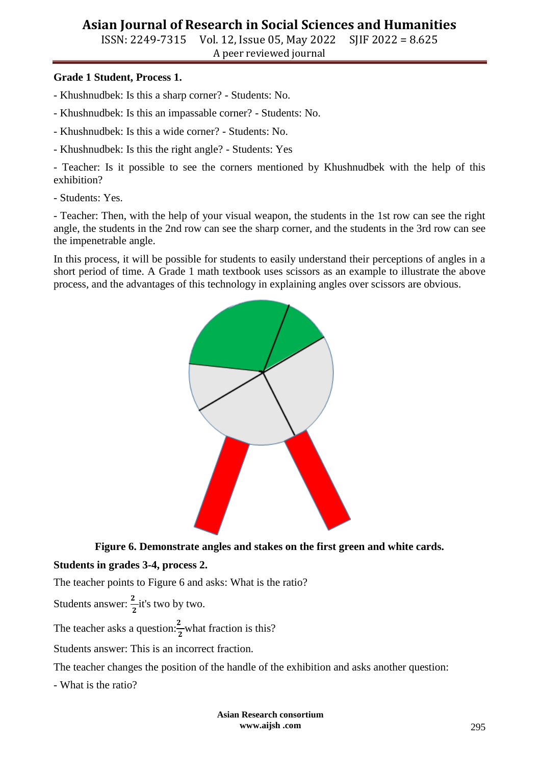**Grade 1 Student, Process 1.**

- Khushnudbek: Is this a sharp corner? - Students: No.

- Khushnudbek: Is this an impassable corner? - Students: No.

- Khushnudbek: Is this a wide corner? - Students: No.

- Khushnudbek: Is this the right angle? - Students: Yes

- Teacher: Is it possible to see the corners mentioned by Khushnudbek with the help of this exhibition?

- Students: Yes.

- Teacher: Then, with the help of your visual weapon, the students in the 1st row can see the right angle, the students in the 2nd row can see the sharp corner, and the students in the 3rd row can see the impenetrable angle.

In this process, it will be possible for students to easily understand their perceptions of angles in a short period of time. A Grade 1 math textbook uses scissors as an example to illustrate the above process, and the advantages of this technology in explaining angles over scissors are obvious.

**Figure 6. Demonstrate angles and stakes on the first green and white cards.**

**Students in grades 3-4, process 2.**

The teacher points to Figure 6 and asks: What is the ratio?

Students answer: $\frac{2}{2}$it's two by two.

The teacher asks a question:$\frac{2}{2}$what fraction is this?

Students answer: This is an incorrect fraction.

The teacher changes the position of the handle of the exhibition and asks another question:

- What is the ratio?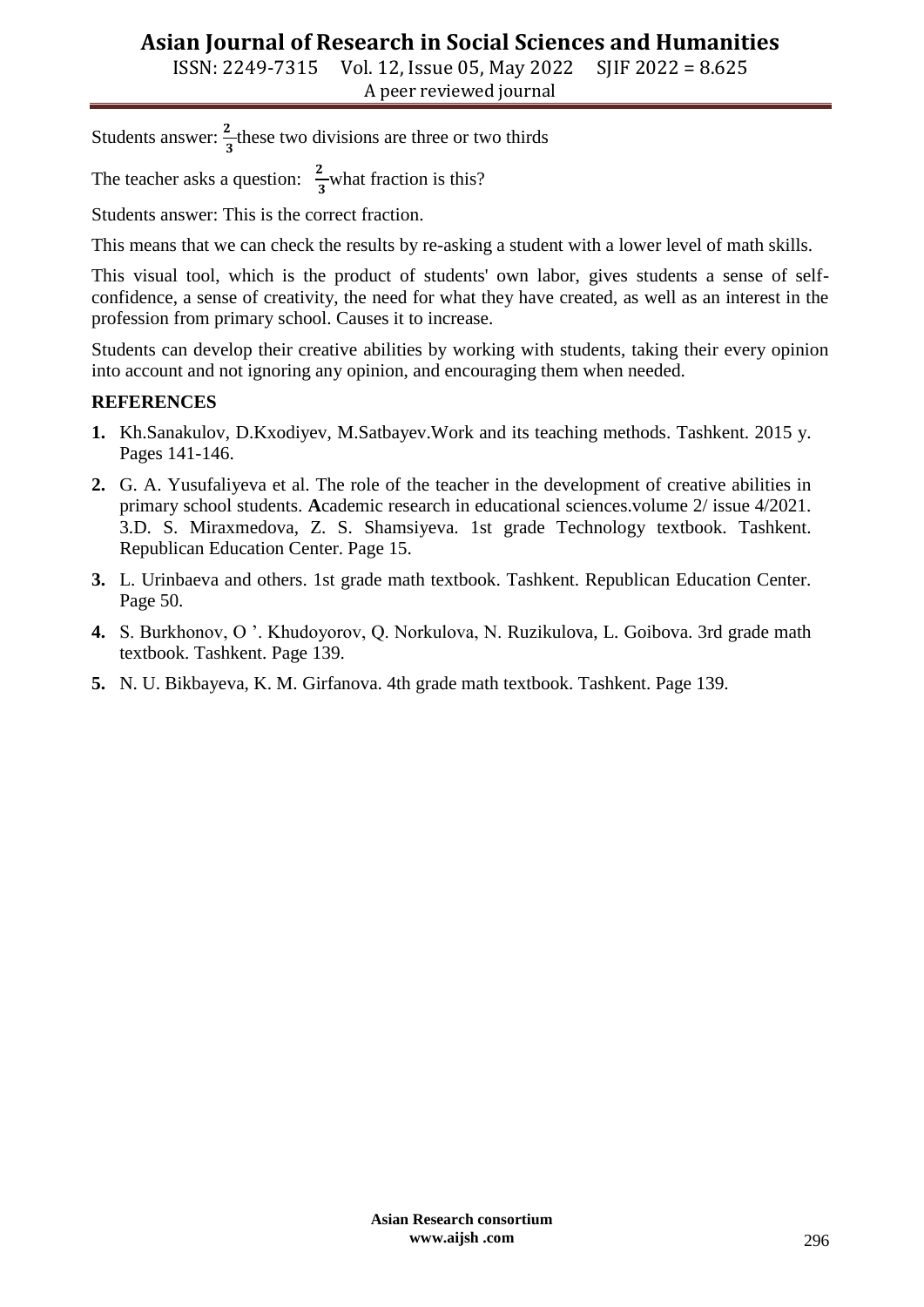Students answer: $\frac{2}{3}$these two divisions are three or two thirds

The teacher asks a question: $\frac{2}{3}$what fraction is this?

Students answer: This is the correct fraction.

This means that we can check the results by re-asking a student with a lower level of math skills.

This visual tool, which is the product of students' own labor, gives students a sense of self-confidence, a sense of creativity, the need for what they have created, as well as an interest in the profession from primary school. Causes it to increase.

Students can develop their creative abilities by working with students, taking their every opinion into account and not ignoring any opinion, and encouraging them when needed.

**REFERENCES**

1. Kh.Sanakulov, D.Kxodiyev, M.Satbayev.Work and its teaching methods. Tashkent. 2015 y. Pages 141-146.
2. G. A. Yusufaliyeva et al. The role of the teacher in the development of creative abilities in primary school students. **A**cademic research in educational sciences.volume 2/ issue 4/2021. 3.D. S. Miraxmedova, Z. S. Shamsiyeva. 1st grade Technology textbook. Tashkent. Republican Education Center. Page 15.
3. L. Urinbaeva and others. 1st grade math textbook. Tashkent. Republican Education Center. Page 50.
4. S. Burkhonov, O '. Khudoyorov, Q. Norkulova, N. Ruzikulova, L. Goibova. 3rd grade math textbook. Tashkent. Page 139.
5. N. U. Bikbayeva, K. M. Girfanova. 4th grade math textbook. Tashkent. Page 139.